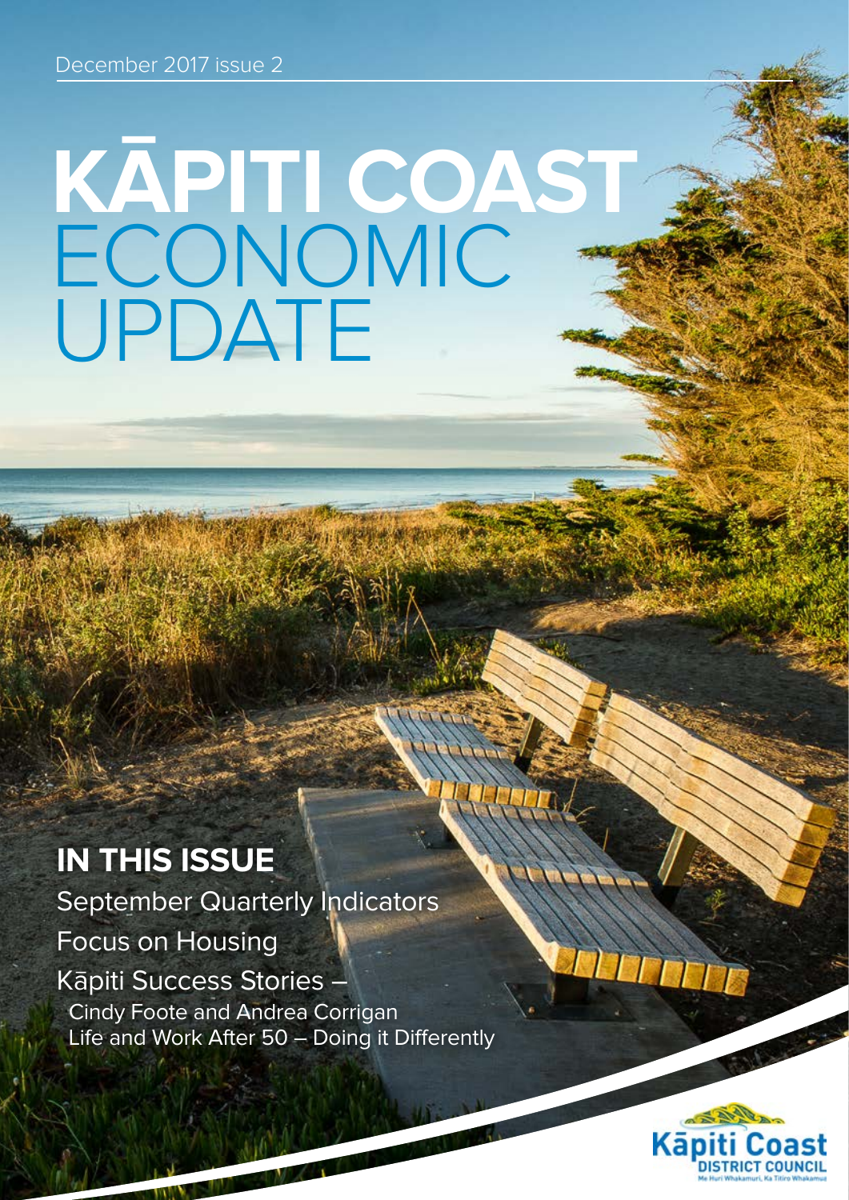December 2017 issue 2

# KĀPITI COAST ECONOMIC UPDATE

## IN THIS ISSUE

September Quarterly Indicators

Focus on Housing

Kāpiti Success Stories –

- Cindy Foote and Andrea Corrigan
- Life and Work After 50 – Doing it Differently

Kāpiti Coast DISTRICT COUNCIL

Me Huri Whakamuri, Ka Titiro Whakamua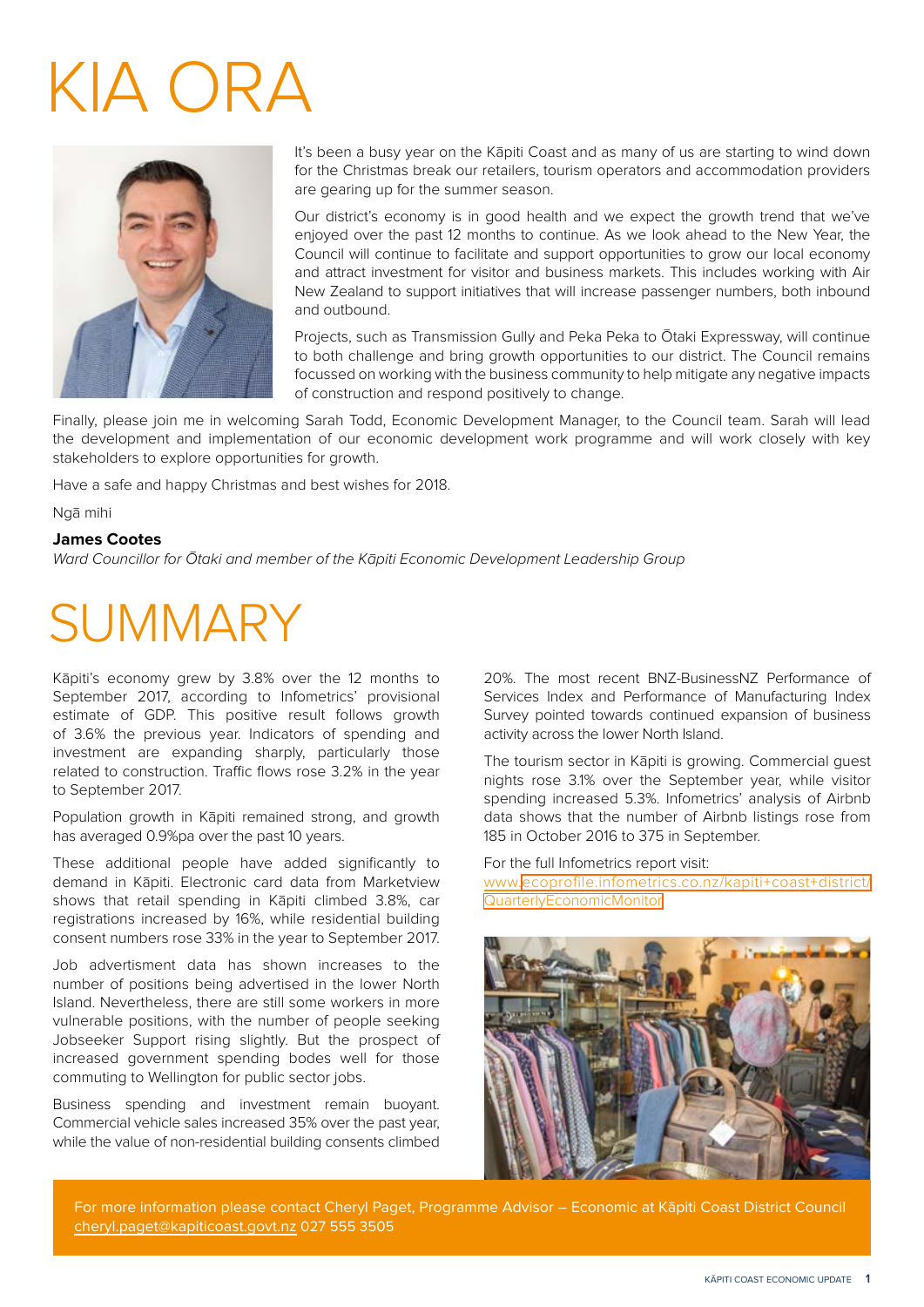# KIA ORA

It's been a busy year on the Kāpiti Coast and as many of us are starting to wind down for the Christmas break our retailers, tourism operators and accommodation providers are gearing up for the summer season.

Our district's economy is in good health and we expect the growth trend that we've enjoyed over the past 12 months to continue. As we look ahead to the New Year, the Council will continue to facilitate and support opportunities to grow our local economy and attract investment for visitor and business markets. This includes working with Air New Zealand to support initiatives that will increase passenger numbers, both inbound and outbound.

Projects, such as Transmission Gully and Peka Peka to Ōtaki Expressway, will continue to both challenge and bring growth opportunities to our district. The Council remains focussed on working with the business community to help mitigate any negative impacts of construction and respond positively to change.

Finally, please join me in welcoming Sarah Todd, Economic Development Manager, to the Council team. Sarah will lead the development and implementation of our economic development work programme and will work closely with key stakeholders to explore opportunities for growth.

Have a safe and happy Christmas and best wishes for 2018.

Ngā mihi

**James Cootes**
*Ward Councillor for Ōtaki and member of the Kāpiti Economic Development Leadership Group*

# SUMMARY

Kāpiti's economy grew by 3.8% over the 12 months to September 2017, according to Infometrics' provisional estimate of GDP. This positive result follows growth of 3.6% the previous year. Indicators of spending and investment are expanding sharply, particularly those related to construction. Traffic flows rose 3.2% in the year to September 2017.

Population growth in Kāpiti remained strong, and growth has averaged 0.9%pa over the past 10 years.

These additional people have added significantly to demand in Kāpiti. Electronic card data from Marketview shows that retail spending in Kāpiti climbed 3.8%, car registrations increased by 16%, while residential building consent numbers rose 33% in the year to September 2017.

Job advertisment data has shown increases to the number of positions being advertised in the lower North Island. Nevertheless, there are still some workers in more vulnerable positions, with the number of people seeking Jobseeker Support rising slightly. But the prospect of increased government spending bodes well for those commuting to Wellington for public sector jobs.

Business spending and investment remain buoyant. Commercial vehicle sales increased 35% over the past year, while the value of non-residential building consents climbed 20%. The most recent BNZ-BusinessNZ Performance of Services Index and Performance of Manufacturing Index Survey pointed towards continued expansion of business activity across the lower North Island.

The tourism sector in Kāpiti is growing. Commercial guest nights rose 3.1% over the September year, while visitor spending increased 5.3%. Infometrics' analysis of Airbnb data shows that the number of Airbnb listings rose from 185 in October 2016 to 375 in September.

For the full Infometrics report visit:
www.ecoprofile.infometrics.co.nz/kapiti+coast+district/QuarterlyEconomicMonitor

For more information please contact Cheryl Paget, Programme Advisor – Economic at Kāpiti Coast District Council cheryl.paget@kapiticoast.govt.nz 027 555 3505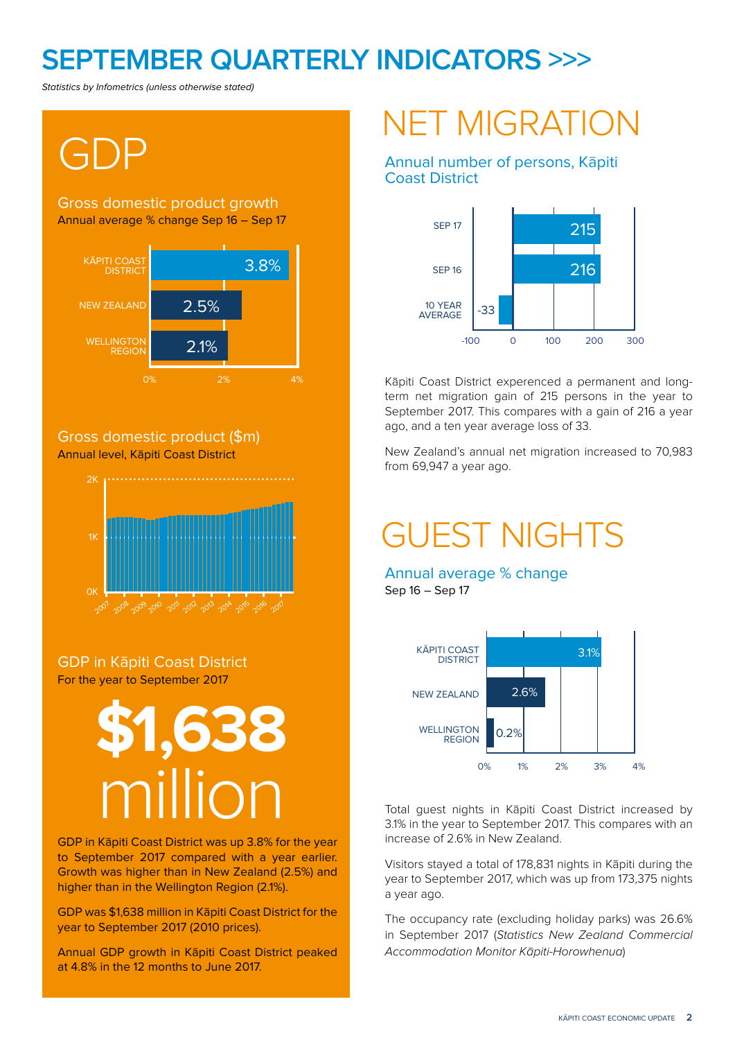# SEPTEMBER QUARTERLY INDICATORS >>>

*Statistics by Infometrics (unless otherwise stated)*

## GDP

### Gross domestic product growth

Annual average % change Sep 16 – Sep 17

| | |
|---|---|
| KĀPITI COAST DISTRICT | 3.8% |
| NEW ZEALAND | 2.5% |
| WELLINGTON REGION | 2.1% |

### Gross domestic product ($m)

Annual level, Kāpiti Coast District

### GDP in Kāpiti Coast District

For the year to September 2017

**$1,638** million

GDP in Kāpiti Coast District was up 3.8% for the year to September 2017 compared with a year earlier. Growth was higher than in New Zealand (2.5%) and higher than in the Wellington Region (2.1%).

GDP was $1,638 million in Kāpiti Coast District for the year to September 2017 (2010 prices).

Annual GDP growth in Kāpiti Coast District peaked at 4.8% in the 12 months to June 2017.

## NET MIGRATION

### Annual number of persons, Kāpiti Coast District

| | |
|---|---|
| SEP 17 | 215 |
| SEP 16 | 216 |
| 10 YEAR AVERAGE | -33 |

Kāpiti Coast District experienced a permanent and long-term net migration gain of 215 persons in the year to September 2017. This compares with a gain of 216 a year ago, and a ten year average loss of 33.

New Zealand's annual net migration increased to 70,983 from 69,947 a year ago.

## GUEST NIGHTS

### Annual average % change

Sep 16 – Sep 17

| | |
|---|---|
| KĀPITI COAST DISTRICT | 3.1% |
| NEW ZEALAND | 2.6% |
| WELLINGTON REGION | 0.2% |

Total guest nights in Kāpiti Coast District increased by 3.1% in the year to September 2017. This compares with an increase of 2.6% in New Zealand.

Visitors stayed a total of 178,831 nights in Kāpiti during the year to September 2017, which was up from 173,375 nights a year ago.

The occupancy rate (excluding holiday parks) was 26.6% in September 2017 (*Statistics New Zealand Commercial Accommodation Monitor Kāpiti-Horowhenua*)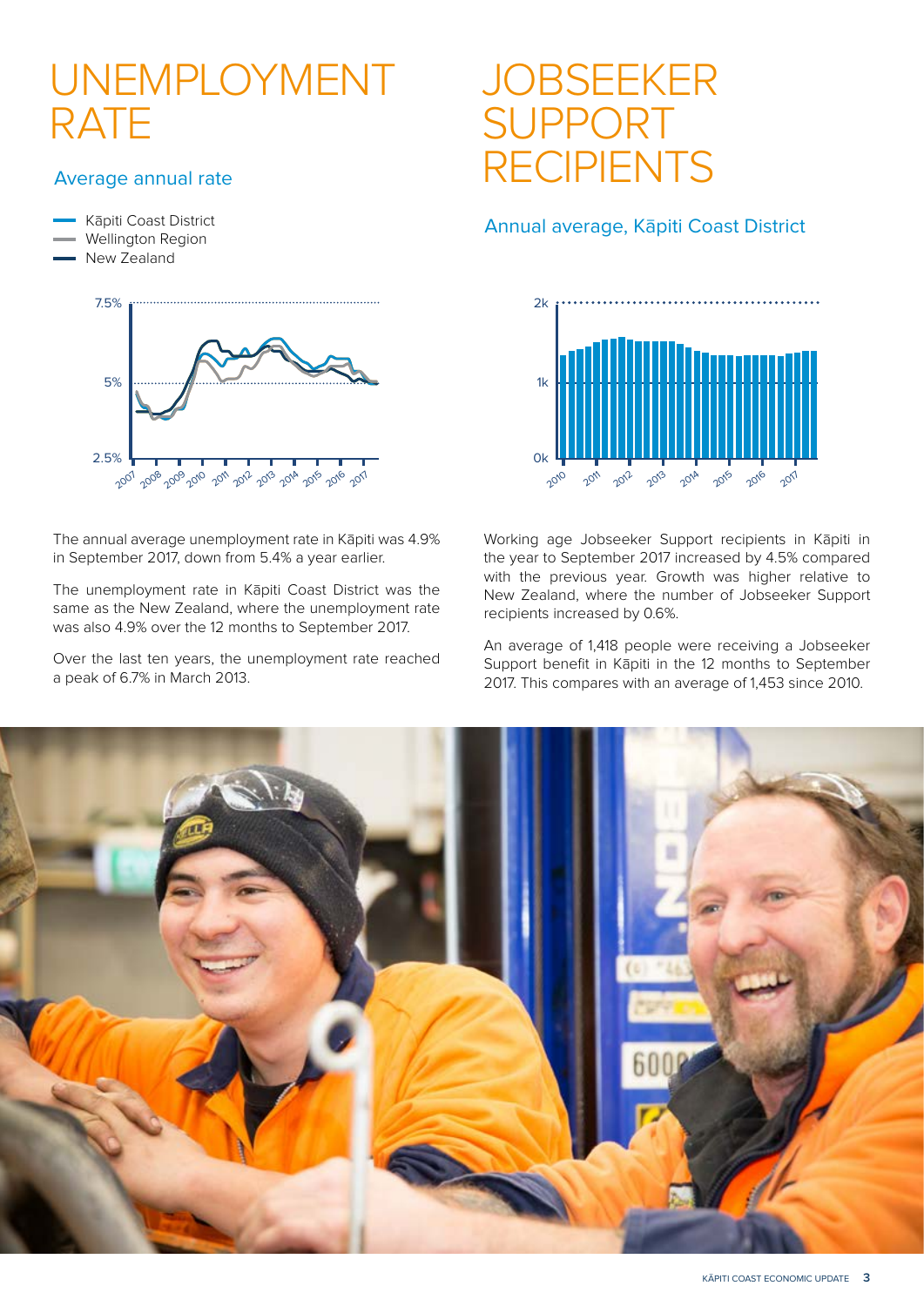# UNEMPLOYMENT RATE

## Average annual rate

- Kāpiti Coast District
- Wellington Region
- New Zealand

The annual average unemployment rate in Kāpiti was 4.9% in September 2017, down from 5.4% a year earlier.

The unemployment rate in Kāpiti Coast District was the same as the New Zealand, where the unemployment rate was also 4.9% over the 12 months to September 2017.

Over the last ten years, the unemployment rate reached a peak of 6.7% in March 2013.

# JOBSEEKER SUPPORT RECIPIENTS

## Annual average, Kāpiti Coast District

Working age Jobseeker Support recipients in Kāpiti in the year to September 2017 increased by 4.5% compared with the previous year. Growth was higher relative to New Zealand, where the number of Jobseeker Support recipients increased by 0.6%.

An average of 1,418 people were receiving a Jobseeker Support benefit in Kāpiti in the 12 months to September 2017. This compares with an average of 1,453 since 2010.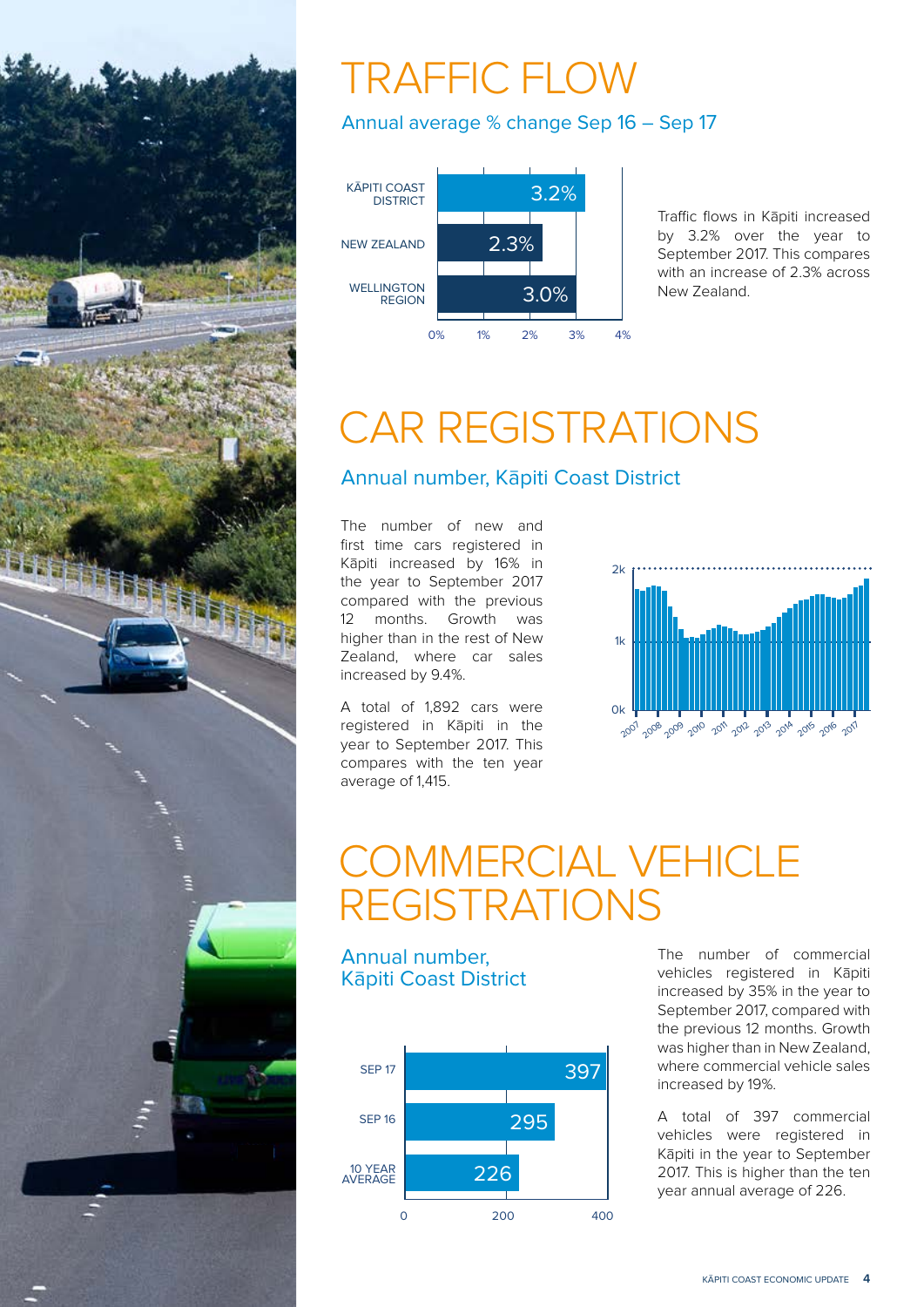# TRAFFIC FLOW

## Annual average % change Sep 16 – Sep 17

| Area | Annual average % change |
|---|---|
| KĀPITI COAST DISTRICT | 3.2% |
| NEW ZEALAND | 2.3% |
| WELLINGTON REGION | 3.0% |

Traffic flows in Kāpiti increased by 3.2% over the year to September 2017. This compares with an increase of 2.3% across New Zealand.

# CAR REGISTRATIONS

## Annual number, Kāpiti Coast District

The number of new and first time cars registered in Kāpiti increased by 16% in the year to September 2017 compared with the previous 12 months. Growth was higher than in the rest of New Zealand, where car sales increased by 9.4%.

A total of 1,892 cars were registered in Kāpiti in the year to September 2017. This compares with the ten year average of 1,415.

# COMMERCIAL VEHICLE REGISTRATIONS

## Annual number, Kāpiti Coast District

| Period | Annual number |
|---|---|
| SEP 17 | 397 |
| SEP 16 | 295 |
| 10 YEAR AVERAGE | 226 |

The number of commercial vehicles registered in Kāpiti increased by 35% in the year to September 2017, compared with the previous 12 months. Growth was higher than in New Zealand, where commercial vehicle sales increased by 19%.

A total of 397 commercial vehicles were registered in Kāpiti in the year to September 2017. This is higher than the ten year annual average of 226.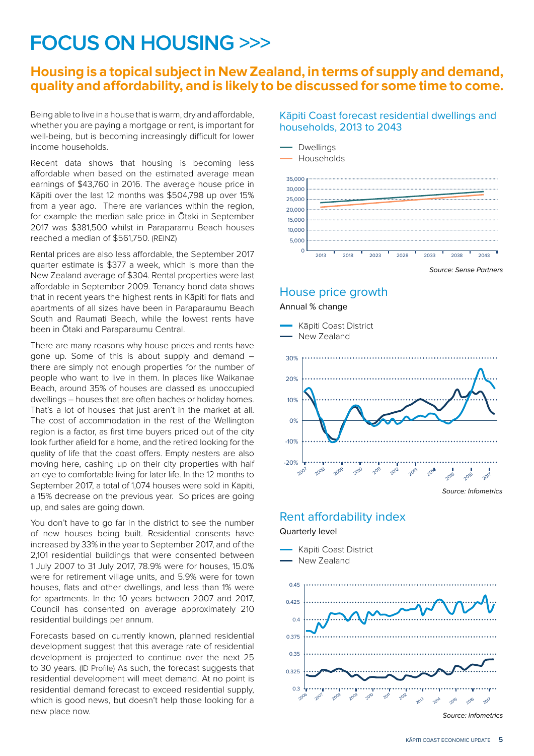# FOCUS ON HOUSING >>>

## Housing is a topical subject in New Zealand, in terms of supply and demand, quality and affordability, and is likely to be discussed for some time to come.

Being able to live in a house that is warm, dry and affordable, whether you are paying a mortgage or rent, is important for well-being, but is becoming increasingly difficult for lower income households.

Recent data shows that housing is becoming less affordable when based on the estimated average mean earnings of $43,760 in 2016. The average house price in Kāpiti over the last 12 months was $504,798 up over 15% from a year ago. There are variances within the region, for example the median sale price in Ōtaki in September 2017 was $381,500 whilst in Paraparamu Beach houses reached a median of $561,750. (REINZ)

Rental prices are also less affordable, the September 2017 quarter estimate is $377 a week, which is more than the New Zealand average of $304. Rental properties were last affordable in September 2009. Tenancy bond data shows that in recent years the highest rents in Kāpiti for flats and apartments of all sizes have been in Paraparaumu Beach South and Raumati Beach, while the lowest rents have been in Ōtaki and Paraparaumu Central.

There are many reasons why house prices and rents have gone up. Some of this is about supply and demand – there are simply not enough properties for the number of people who want to live in them. In places like Waikanae Beach, around 35% of houses are classed as unoccupied dwellings – houses that are often baches or holiday homes. That's a lot of houses that just aren't in the market at all. The cost of accommodation in the rest of the Wellington region is a factor, as first time buyers priced out of the city look further afield for a home, and the retired looking for the quality of life that the coast offers. Empty nesters are also moving here, cashing up on their city properties with half an eye to comfortable living for later life. In the 12 months to September 2017, a total of 1,074 houses were sold in Kāpiti, a 15% decrease on the previous year. So prices are going up, and sales are going down.

You don't have to go far in the district to see the number of new houses being built. Residential consents have increased by 33% in the year to September 2017, and of the 2,101 residential buildings that were consented between 1 July 2007 to 31 July 2017, 78.9% were for houses, 15.0% were for retirement village units, and 5.9% were for town houses, flats and other dwellings, and less than 1% were for apartments. In the 10 years between 2007 and 2017, Council has consented on average approximately 210 residential buildings per annum.

Forecasts based on currently known, planned residential development suggest that this average rate of residential development is projected to continue over the next 25 to 30 years. (ID Profile) As such, the forecast suggests that residential development will meet demand. At no point is residential demand forecast to exceed residential supply, which is good news, but doesn't help those looking for a new place now.

### Kāpiti Coast forecast residential dwellings and households, 2013 to 2043

*Source: Sense Partners*

### House price growth

Annual % change

*Source: Infometrics*

### Rent affordability index

Quarterly level

*Source: Infometrics*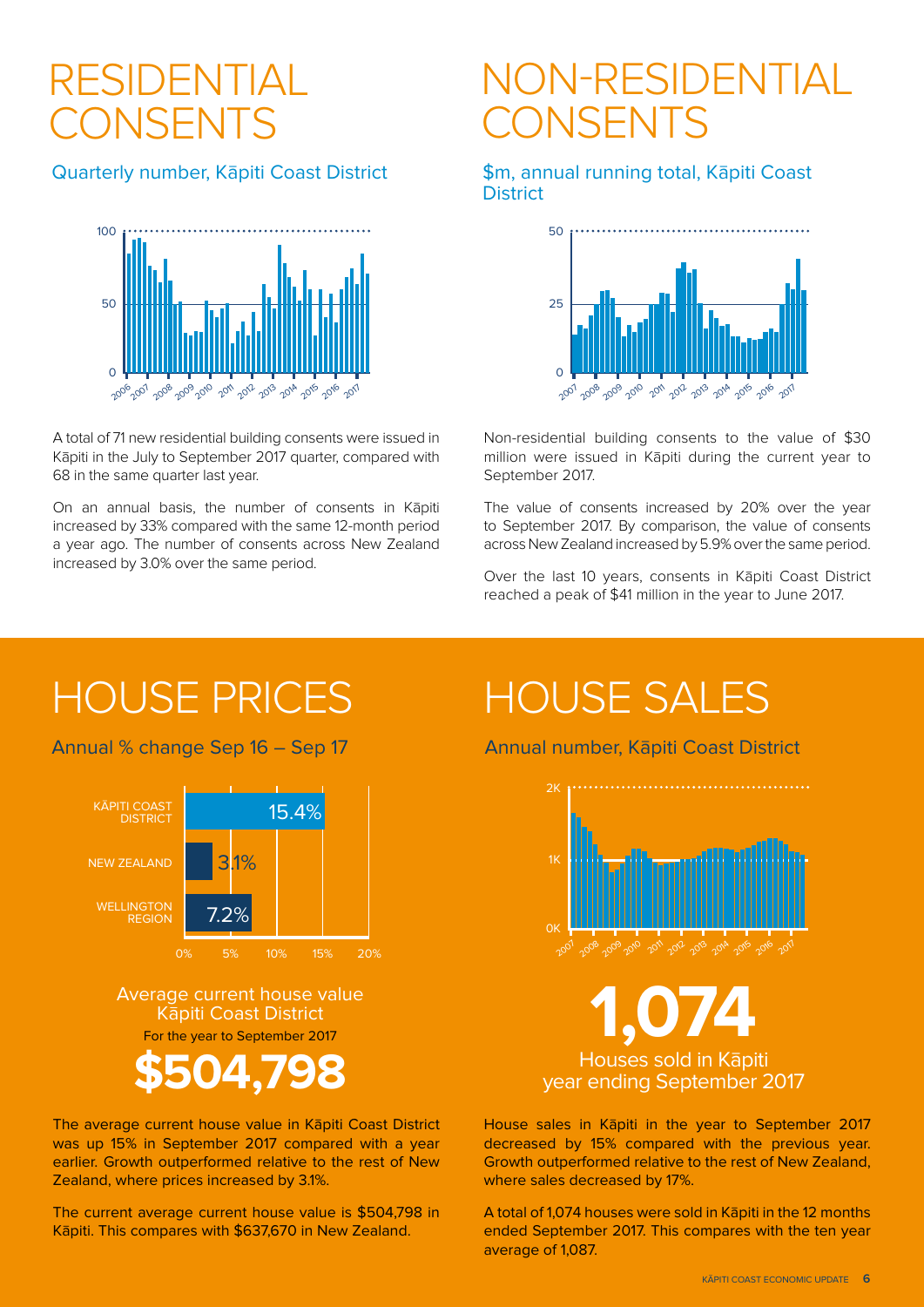# RESIDENTIAL CONSENTS

## Quarterly number, Kāpiti Coast District

A total of 71 new residential building consents were issued in Kāpiti in the July to September 2017 quarter, compared with 68 in the same quarter last year.

On an annual basis, the number of consents in Kāpiti increased by 33% compared with the same 12-month period a year ago. The number of consents across New Zealand increased by 3.0% over the same period.

# NON-RESIDENTIAL CONSENTS

## $m, annual running total, Kāpiti Coast District

Non-residential building consents to the value of $30 million were issued in Kāpiti during the current year to September 2017.

The value of consents increased by 20% over the year to September 2017. By comparison, the value of consents across New Zealand increased by 5.9% over the same period.

Over the last 10 years, consents in Kāpiti Coast District reached a peak of $41 million in the year to June 2017.

# HOUSE PRICES

## Annual % change Sep 16 – Sep 17

| Area | Annual % change |
|---|---|
| KĀPITI COAST DISTRICT | 15.4% |
| NEW ZEALAND | 3.1% |
| WELLINGTON REGION | 7.2% |

Average current house value
Kāpiti Coast District
For the year to September 2017

**$504,798**

The average current house value in Kāpiti Coast District was up 15% in September 2017 compared with a year earlier. Growth outperformed relative to the rest of New Zealand, where prices increased by 3.1%.

The current average current house value is $504,798 in Kāpiti. This compares with $637,670 in New Zealand.

# HOUSE SALES

## Annual number, Kāpiti Coast District

**1,074**

Houses sold in Kāpiti
year ending September 2017

House sales in Kāpiti in the year to September 2017 decreased by 15% compared with the previous year. Growth outperformed relative to the rest of New Zealand, where sales decreased by 17%.

A total of 1,074 houses were sold in Kāpiti in the 12 months ended September 2017. This compares with the ten year average of 1,087.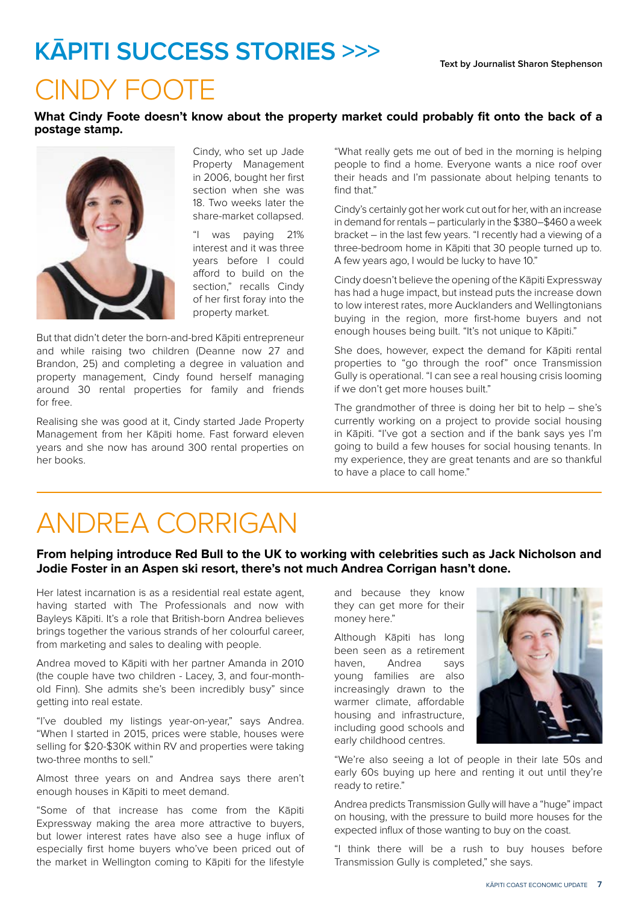# KĀPITI SUCCESS STORIES >>>

Text by Journalist Sharon Stephenson

## CINDY FOOTE

**What Cindy Foote doesn't know about the property market could probably fit onto the back of a postage stamp.**

Cindy, who set up Jade Property Management in 2006, bought her first section when she was 18. Two weeks later the share-market collapsed.

"I was paying 21% interest and it was three years before I could afford to build on the section," recalls Cindy of her first foray into the property market.

But that didn't deter the born-and-bred Kāpiti entrepreneur and while raising two children (Deanne now 27 and Brandon, 25) and completing a degree in valuation and property management, Cindy found herself managing around 30 rental properties for family and friends for free.

Realising she was good at it, Cindy started Jade Property Management from her Kāpiti home. Fast forward eleven years and she now has around 300 rental properties on her books.

"What really gets me out of bed in the morning is helping people to find a home. Everyone wants a nice roof over their heads and I'm passionate about helping tenants to find that."

Cindy's certainly got her work cut out for her, with an increase in demand for rentals – particularly in the $380–$460 a week bracket – in the last few years. "I recently had a viewing of a three-bedroom home in Kāpiti that 30 people turned up to. A few years ago, I would be lucky to have 10."

Cindy doesn't believe the opening of the Kāpiti Expressway has had a huge impact, but instead puts the increase down to low interest rates, more Aucklanders and Wellingtonians buying in the region, more first-home buyers and not enough houses being built. "It's not unique to Kāpiti."

She does, however, expect the demand for Kāpiti rental properties to "go through the roof" once Transmission Gully is operational. "I can see a real housing crisis looming if we don't get more houses built."

The grandmother of three is doing her bit to help – she's currently working on a project to provide social housing in Kāpiti. "I've got a section and if the bank says yes I'm going to build a few houses for social housing tenants. In my experience, they are great tenants and are so thankful to have a place to call home."

## ANDREA CORRIGAN

**From helping introduce Red Bull to the UK to working with celebrities such as Jack Nicholson and Jodie Foster in an Aspen ski resort, there's not much Andrea Corrigan hasn't done.**

Her latest incarnation is as a residential real estate agent, having started with The Professionals and now with Bayleys Kāpiti. It's a role that British-born Andrea believes brings together the various strands of her colourful career, from marketing and sales to dealing with people.

Andrea moved to Kāpiti with her partner Amanda in 2010 (the couple have two children - Lacey, 3, and four-month-old Finn). She admits she's been incredibly busy" since getting into real estate.

"I've doubled my listings year-on-year," says Andrea. "When I started in 2015, prices were stable, houses were selling for $20-$30K within RV and properties were taking two-three months to sell."

Almost three years on and Andrea says there aren't enough houses in Kāpiti to meet demand.

"Some of that increase has come from the Kāpiti Expressway making the area more attractive to buyers, but lower interest rates have also see a huge influx of especially first home buyers who've been priced out of the market in Wellington coming to Kāpiti for the lifestyle and because they know they can get more for their money here."

Although Kāpiti has long been seen as a retirement haven, Andrea says young families are also increasingly drawn to the warmer climate, affordable housing and infrastructure, including good schools and early childhood centres.

"We're also seeing a lot of people in their late 50s and early 60s buying up here and renting it out until they're ready to retire."

Andrea predicts Transmission Gully will have a "huge" impact on housing, with the pressure to build more houses for the expected influx of those wanting to buy on the coast.

"I think there will be a rush to buy houses before Transmission Gully is completed," she says.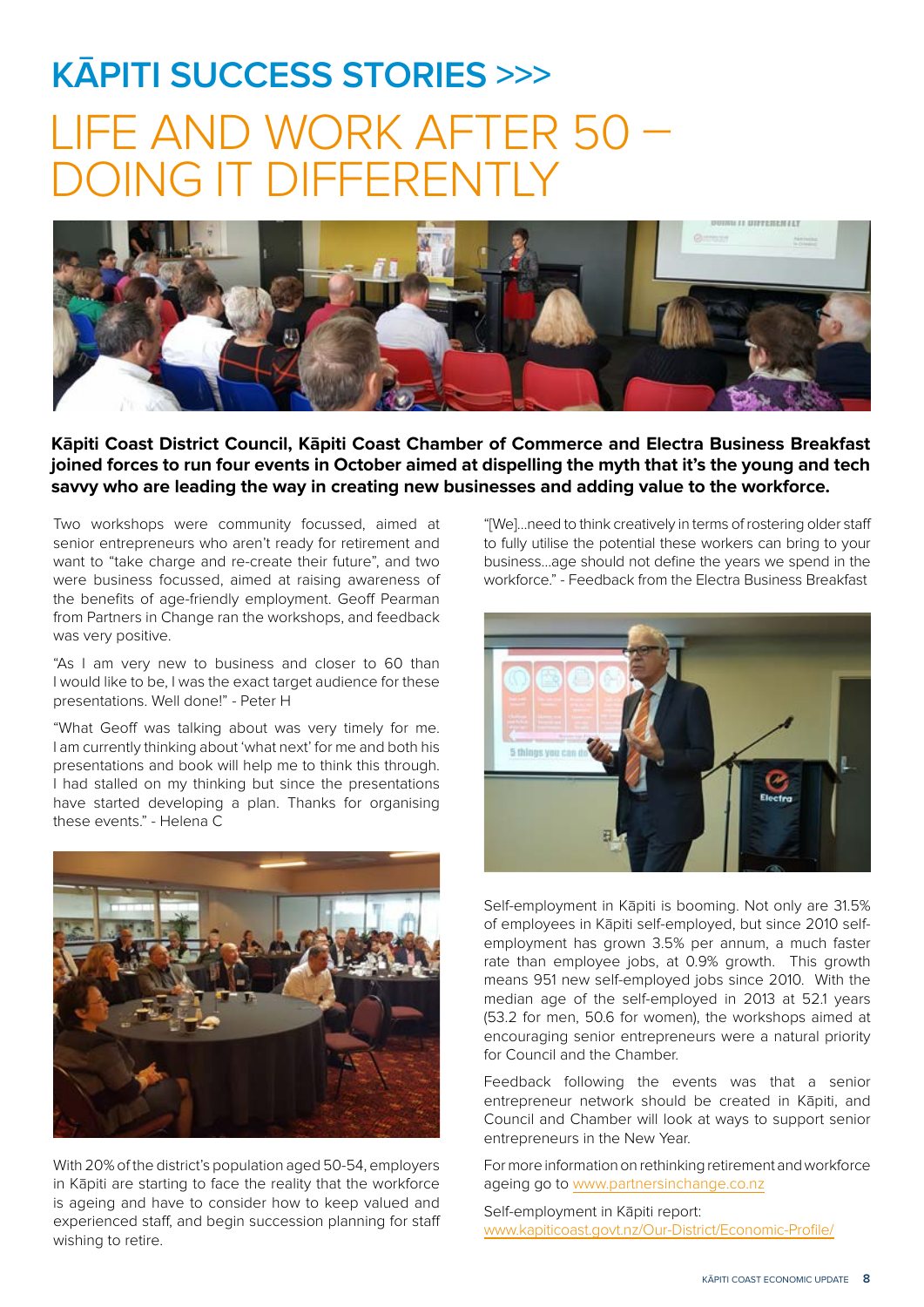## KĀPITI SUCCESS STORIES >>>

# LIFE AND WORK AFTER 50 – DOING IT DIFFERENTLY

**Kāpiti Coast District Council, Kāpiti Coast Chamber of Commerce and Electra Business Breakfast joined forces to run four events in October aimed at dispelling the myth that it's the young and tech savvy who are leading the way in creating new businesses and adding value to the workforce.**

Two workshops were community focussed, aimed at senior entrepreneurs who aren't ready for retirement and want to "take charge and re-create their future", and two were business focussed, aimed at raising awareness of the benefits of age-friendly employment. Geoff Pearman from Partners in Change ran the workshops, and feedback was very positive.

"As I am very new to business and closer to 60 than I would like to be, I was the exact target audience for these presentations. Well done!" - Peter H

"What Geoff was talking about was very timely for me. I am currently thinking about 'what next' for me and both his presentations and book will help me to think this through. I had stalled on my thinking but since the presentations have started developing a plan. Thanks for organising these events." - Helena C

With 20% of the district's population aged 50-54, employers in Kāpiti are starting to face the reality that the workforce is ageing and have to consider how to keep valued and experienced staff, and begin succession planning for staff wishing to retire.

"[We]...need to think creatively in terms of rostering older staff to fully utilise the potential these workers can bring to your business...age should not define the years we spend in the workforce." - Feedback from the Electra Business Breakfast

Self-employment in Kāpiti is booming. Not only are 31.5% of employees in Kāpiti self-employed, but since 2010 self-employment has grown 3.5% per annum, a much faster rate than employee jobs, at 0.9% growth. This growth means 951 new self-employed jobs since 2010. With the median age of the self-employed in 2013 at 52.1 years (53.2 for men, 50.6 for women), the workshops aimed at encouraging senior entrepreneurs were a natural priority for Council and the Chamber.

Feedback following the events was that a senior entrepreneur network should be created in Kāpiti, and Council and Chamber will look at ways to support senior entrepreneurs in the New Year.

For more information on rethinking retirement and workforce ageing go to www.partnersinchange.co.nz

Self-employment in Kāpiti report:
www.kapiticoast.govt.nz/Our-District/Economic-Profile/